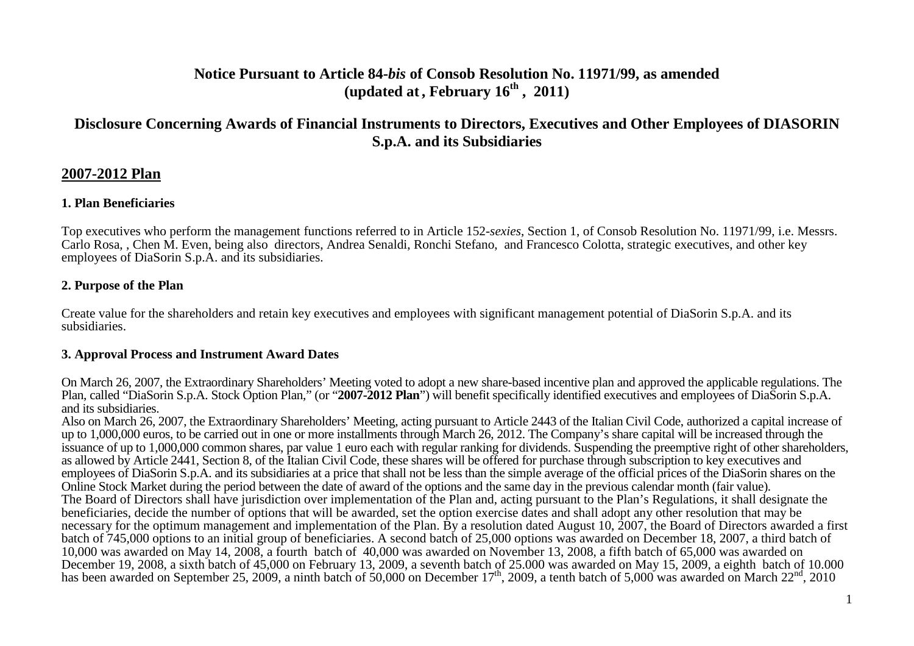# Notice Pursuant to Article 84-*bis* of Consob Resolution No. 11971/99, as amended (updated at , February 16th , 2011)

## Disclosure Concerning Awards of Financial Instruments to Directors, Executives and Other Employees of DIASORIN S.p.A. and its Subsidiaries

## 2007-2012 Plan

### 1. Plan Beneficiaries

Top executives who perform the management functions referred to in Article 152-*sexies*, Section 1, of Consob Resolution No. 11971/99, i.e. Messrs. Carlo Rosa, , Chen M. Even, being also directors, Andrea Senaldi, Ronchi Stefano, and Francesco Colotta, strategic executives, and other key employees of DiaSorin S.p.A. and its subsidiaries.

### 2. Purpose of the Plan

Create value for the shareholders and retain key executives and employees with significant management potential of DiaSorin S.p.A. and its subsidiaries.

### 3. Approval Process and Instrument Award Dates

On March 26, 2007, the Extraordinary Shareholders' Meeting voted to adopt a new share-based incentive plan and approved the applicable regulations. The Plan, called "DiaSorin S.p.A. Stock Option Plan," (or "**2007-2012 Plan**") will benefit specifically identified executives and employees of DiaSorin S.p.A. and its subsidiaries.
Also on March 26, 2007, the Extraordinary Shareholders' Meeting, acting pursuant to Article 2443 of the Italian Civil Code, authorized a capital increase of up to 1,000,000 euros, to be carried out in one or more installments through March 26, 2012. The Company's share capital will be increased through the issuance of up to 1,000,000 common shares, par value 1 euro each with regular ranking for dividends. Suspending the preemptive right of other shareholders, as allowed by Article 2441, Section 8, of the Italian Civil Code, these shares will be offered for purchase through subscription to key executives and employees of DiaSorin S.p.A. and its subsidiaries at a price that shall not be less than the simple average of the official prices of the DiaSorin shares on the Online Stock Market during the period between the date of award of the options and the same day in the previous calendar month (fair value).
The Board of Directors shall have jurisdiction over implementation of the Plan and, acting pursuant to the Plan's Regulations, it shall designate the beneficiaries, decide the number of options that will be awarded, set the option exercise dates and shall adopt any other resolution that may be necessary for the optimum management and implementation of the Plan. By a resolution dated August 10, 2007, the Board of Directors awarded a first batch of 745,000 options to an initial group of beneficiaries. A second batch of 25,000 options was awarded on December 18, 2007, a third batch of 10,000 was awarded on May 14, 2008, a fourth batch of 40,000 was awarded on November 13, 2008, a fifth batch of 65,000 was awarded on December 19, 2008, a sixth batch of 45,000 on February 13, 2009, a seventh batch of 25.000 was awarded on May 15, 2009, a eighth batch of 10.000 has been awarded on September 25, 2009, a ninth batch of 50,000 on December 17th, 2009, a tenth batch of 5,000 was awarded on March 22nd, 2010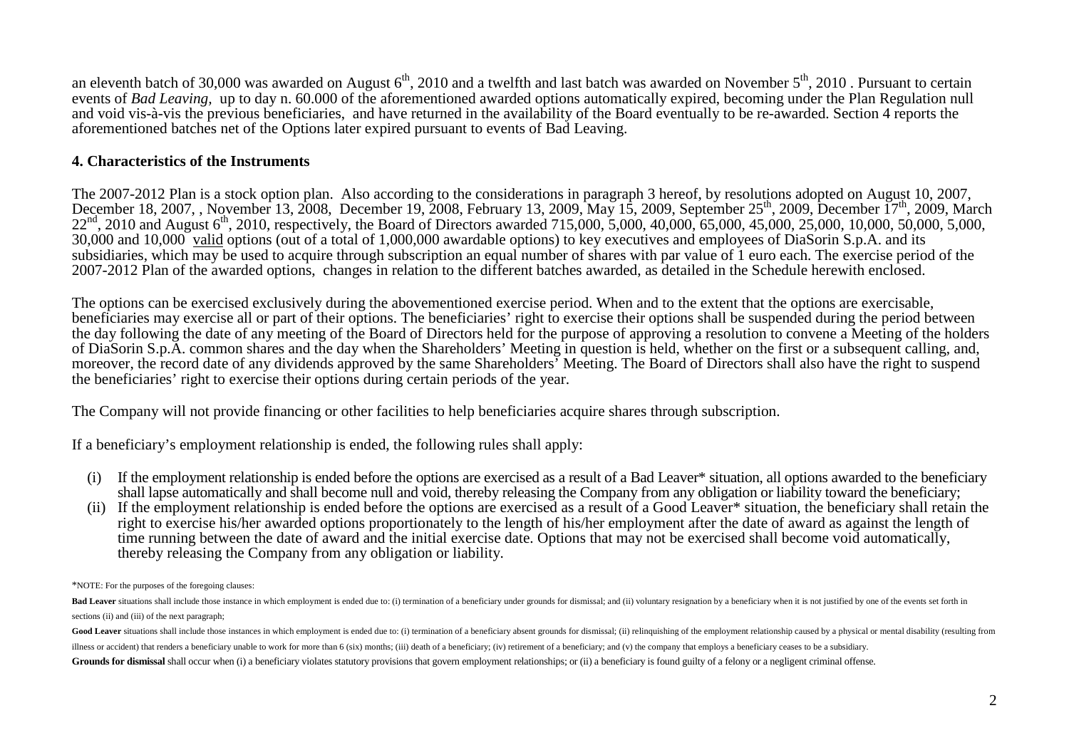an eleventh batch of 30,000 was awarded on August 6th, 2010 and a twelfth and last batch was awarded on November 5th, 2010 . Pursuant to certain events of *Bad Leaving,* up to day n. 60.000 of the aforementioned awarded options automatically expired, becoming under the Plan Regulation null and void vis-à-vis the previous beneficiaries, and have returned in the availability of the Board eventually to be re-awarded. Section 4 reports the aforementioned batches net of the Options later expired pursuant to events of Bad Leaving.

## 4. Characteristics of the Instruments

The 2007-2012 Plan is a stock option plan. Also according to the considerations in paragraph 3 hereof, by resolutions adopted on August 10, 2007, December 18, 2007, , November 13, 2008, December 19, 2008, February 13, 2009, May 15, 2009, September 25th, 2009, December 17th, 2009, March 22nd, 2010 and August 6th, 2010, respectively, the Board of Directors awarded 715,000, 5,000, 40,000, 65,000, 45,000, 25,000, 10,000, 50,000, 5,000, 30,000 and 10,000 <u>valid</u> options (out of a total of 1,000,000 awardable options) to key executives and employees of DiaSorin S.p.A. and its subsidiaries, which may be used to acquire through subscription an equal number of shares with par value of 1 euro each. The exercise period of the 2007-2012 Plan of the awarded options, changes in relation to the different batches awarded, as detailed in the Schedule herewith enclosed.

The options can be exercised exclusively during the abovementioned exercise period. When and to the extent that the options are exercisable, beneficiaries may exercise all or part of their options. The beneficiaries' right to exercise their options shall be suspended during the period between the day following the date of any meeting of the Board of Directors held for the purpose of approving a resolution to convene a Meeting of the holders of DiaSorin S.p.A. common shares and the day when the Shareholders' Meeting in question is held, whether on the first or a subsequent calling, and, moreover, the record date of any dividends approved by the same Shareholders' Meeting. The Board of Directors shall also have the right to suspend the beneficiaries' right to exercise their options during certain periods of the year.

The Company will not provide financing or other facilities to help beneficiaries acquire shares through subscription.

If a beneficiary's employment relationship is ended, the following rules shall apply:

(i) If the employment relationship is ended before the options are exercised as a result of a Bad Leaver* situation, all options awarded to the beneficiary shall lapse automatically and shall become null and void, thereby releasing the Company from any obligation or liability toward the beneficiary;

(ii) If the employment relationship is ended before the options are exercised as a result of a Good Leaver* situation, the beneficiary shall retain the right to exercise his/her awarded options proportionately to the length of his/her employment after the date of award as against the length of time running between the date of award and the initial exercise date. Options that may not be exercised shall become void automatically, thereby releasing the Company from any obligation or liability.

*NOTE: For the purposes of the foregoing clauses:

**Bad Leaver** situations shall include those instance in which employment is ended due to: (i) termination of a beneficiary under grounds for dismissal; and (ii) voluntary resignation by a beneficiary when it is not justified by one of the events set forth in sections (ii) and (iii) of the next paragraph;

**Good Leaver** situations shall include those instances in which employment is ended due to: (i) termination of a beneficiary absent grounds for dismissal; (ii) relinquishing of the employment relationship caused by a physical or mental disability (resulting from illness or accident) that renders a beneficiary unable to work for more than 6 (six) months; (iii) death of a beneficiary; (iv) retirement of a beneficiary; and (v) the company that employs a beneficiary ceases to be a subsidiary.

**Grounds for dismissal** shall occur when (i) a beneficiary violates statutory provisions that govern employment relationships; or (ii) a beneficiary is found guilty of a felony or a negligent criminal offense.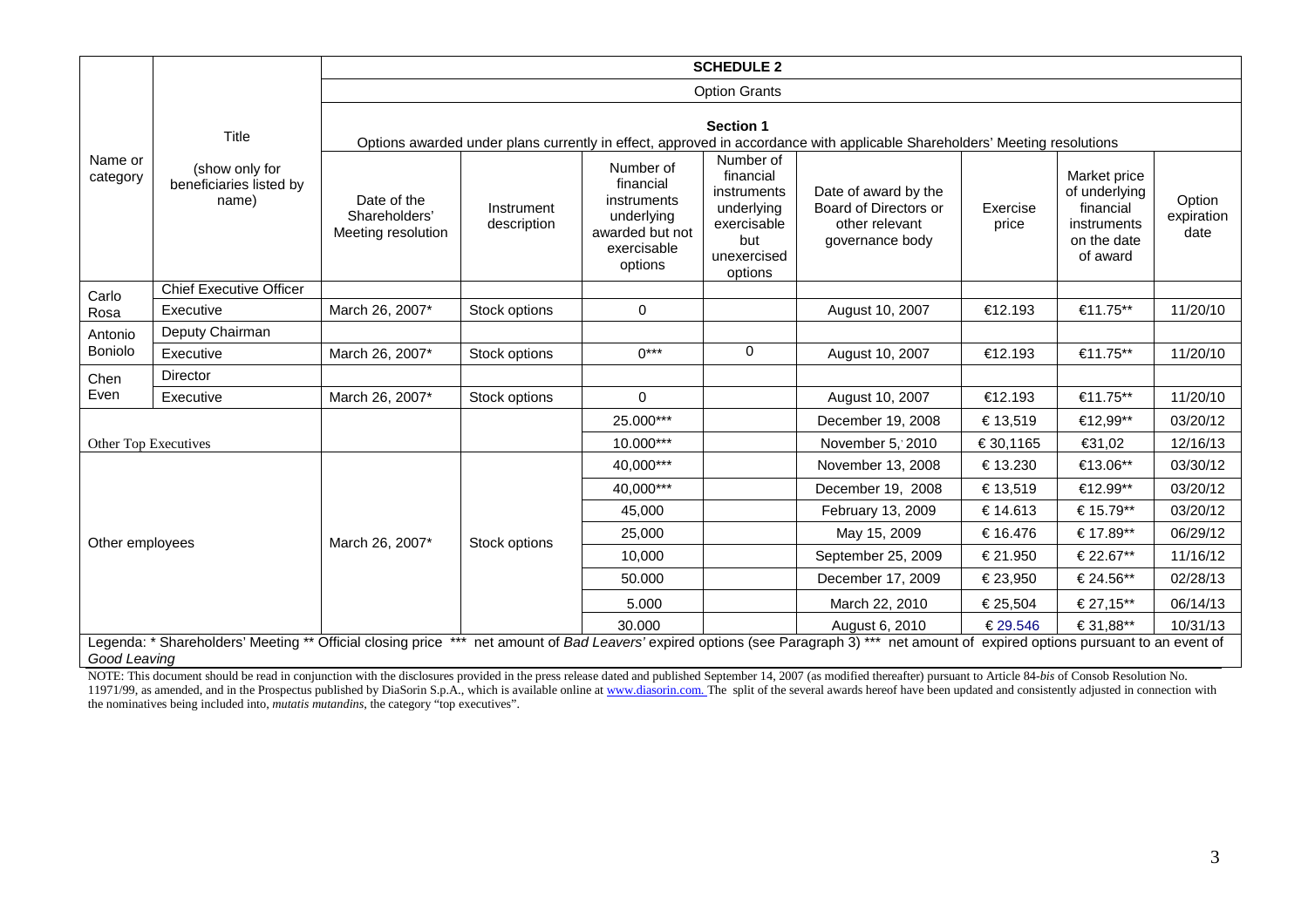| Name or category | Title (show only for beneficiaries listed by name) | SCHEDULE 2 Option Grants Section 1 Options awarded under plans currently in effect, approved in accordance with applicable Shareholders' Meeting resolutions | | | | | | | |
|---|---|---|---|---|---|---|---|---|---|
| | | Date of the Shareholders' Meeting resolution | Instrument description | Number of financial instruments underlying awarded but not exercisable options | Number of financial instruments underlying exercisable but unexercised options | Date of award by the Board of Directors or other relevant governance body | Exercise price | Market price of underlying financial instruments on the date of award | Option expiration date |
| Carlo Rosa | Chief Executive Officer | | | | | | | | |
| | Executive | March 26, 2007* | Stock options | 0 | | August 10, 2007 | €12.193 | €11.75** | 11/20/10 |
| Antonio Boniolo | Deputy Chairman | | | | | | | | |
| | Executive | March 26, 2007* | Stock options | 0*** | 0 | August 10, 2007 | €12.193 | €11.75** | 11/20/10 |
| Chen Even | Director | | | | | | | | |
| | Executive | March 26, 2007* | Stock options | 0 | | August 10, 2007 | €12.193 | €11.75** | 11/20/10 |
| Other Top Executives | | | | 25.000*** | | December 19, 2008 | € 13,519 | €12,99** | 03/20/12 |
| | | | | 10.000*** | | November 5, 2010 | € 30,1165 | €31,02 | 12/16/13 |
| Other employees | | March 26, 2007* | Stock options | 40,000*** | | November 13, 2008 | € 13.230 | €13.06** | 03/30/12 |
| | | | | 40,000*** | | December 19, 2008 | € 13,519 | €12.99** | 03/20/12 |
| | | | | 45,000 | | February 13, 2009 | € 14.613 | € 15.79** | 03/20/12 |
| | | | | 25,000 | | May 15, 2009 | € 16.476 | € 17.89** | 06/29/12 |
| | | | | 10,000 | | September 25, 2009 | € 21.950 | € 22.67** | 11/16/12 |
| | | | | 50.000 | | December 17, 2009 | € 23,950 | € 24.56** | 02/28/13 |
| | | | | 5.000 | | March 22, 2010 | € 25,504 | € 27,15** | 06/14/13 |
| | | | | 30.000 | | August 6, 2010 | € 29.546 | € 31,88** | 10/31/13 |

Legenda: * Shareholders' Meeting ** Official closing price *** net amount of *Bad Leavers'* expired options (see Paragraph 3) *** net amount of expired options pursuant to an event of *Good Leaving*

NOTE: This document should be read in conjunction with the disclosures provided in the press release dated and published September 14, 2007 (as modified thereafter) pursuant to Article 84-*bis* of Consob Resolution No. 11971/99, as amended, and in the Prospectus published by DiaSorin S.p.A., which is available online at www.diasorin.com. The split of the several awards hereof have been updated and consistently adjusted in connection with the nominatives being included into, *mutatis mutandins*, the category "top executives".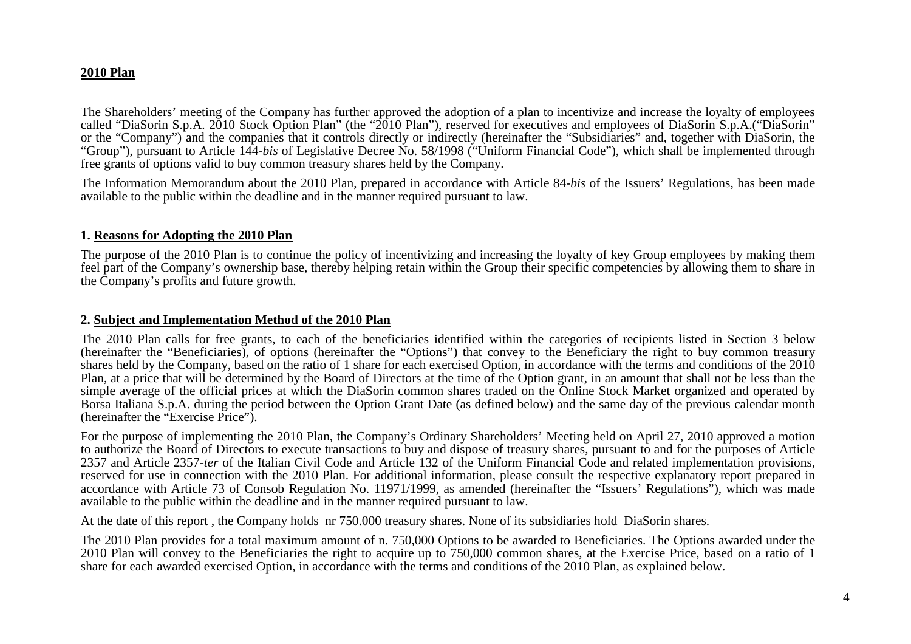## 2010 Plan

The Shareholders' meeting of the Company has further approved the adoption of a plan to incentivize and increase the loyalty of employees called "DiaSorin S.p.A. 2010 Stock Option Plan" (the "2010 Plan"), reserved for executives and employees of DiaSorin S.p.A.("DiaSorin" or the "Company") and the companies that it controls directly or indirectly (hereinafter the "Subsidiaries" and, together with DiaSorin, the "Group"), pursuant to Article 144-*bis* of Legislative Decree No. 58/1998 ("Uniform Financial Code"), which shall be implemented through free grants of options valid to buy common treasury shares held by the Company.

The Information Memorandum about the 2010 Plan, prepared in accordance with Article 84-*bis* of the Issuers' Regulations, has been made available to the public within the deadline and in the manner required pursuant to law.

### 1. Reasons for Adopting the 2010 Plan

The purpose of the 2010 Plan is to continue the policy of incentivizing and increasing the loyalty of key Group employees by making them feel part of the Company's ownership base, thereby helping retain within the Group their specific competencies by allowing them to share in the Company's profits and future growth.

### 2. Subject and Implementation Method of the 2010 Plan

The 2010 Plan calls for free grants, to each of the beneficiaries identified within the categories of recipients listed in Section 3 below (hereinafter the "Beneficiaries), of options (hereinafter the "Options") that convey to the Beneficiary the right to buy common treasury shares held by the Company, based on the ratio of 1 share for each exercised Option, in accordance with the terms and conditions of the 2010 Plan, at a price that will be determined by the Board of Directors at the time of the Option grant, in an amount that shall not be less than the simple average of the official prices at which the DiaSorin common shares traded on the Online Stock Market organized and operated by Borsa Italiana S.p.A. during the period between the Option Grant Date (as defined below) and the same day of the previous calendar month (hereinafter the "Exercise Price").

For the purpose of implementing the 2010 Plan, the Company's Ordinary Shareholders' Meeting held on April 27, 2010 approved a motion to authorize the Board of Directors to execute transactions to buy and dispose of treasury shares, pursuant to and for the purposes of Article 2357 and Article 2357-*ter* of the Italian Civil Code and Article 132 of the Uniform Financial Code and related implementation provisions, reserved for use in connection with the 2010 Plan. For additional information, please consult the respective explanatory report prepared in accordance with Article 73 of Consob Regulation No. 11971/1999, as amended (hereinafter the "Issuers' Regulations"), which was made available to the public within the deadline and in the manner required pursuant to law.

At the date of this report , the Company holds nr 750.000 treasury shares. None of its subsidiaries hold DiaSorin shares.

The 2010 Plan provides for a total maximum amount of n. 750,000 Options to be awarded to Beneficiaries. The Options awarded under the 2010 Plan will convey to the Beneficiaries the right to acquire up to 750,000 common shares, at the Exercise Price, based on a ratio of 1 share for each awarded exercised Option, in accordance with the terms and conditions of the 2010 Plan, as explained below.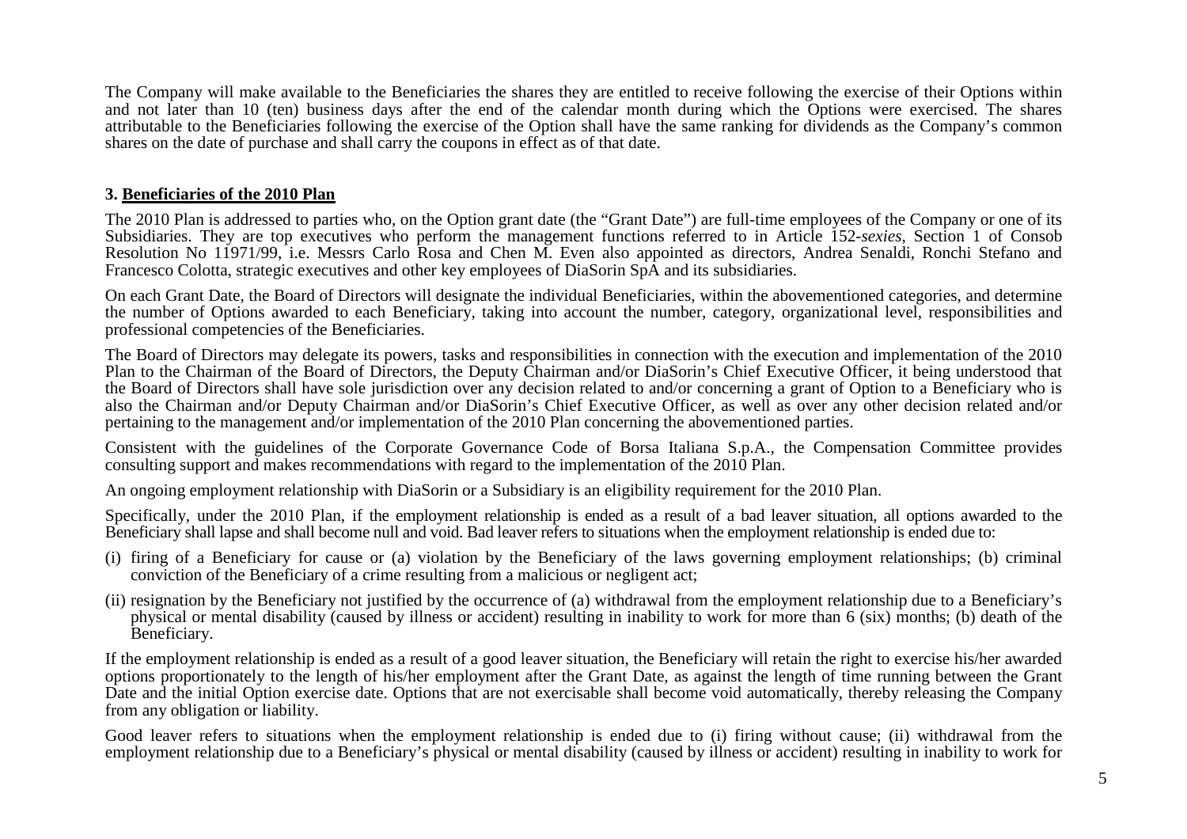The Company will make available to the Beneficiaries the shares they are entitled to receive following the exercise of their Options within and not later than 10 (ten) business days after the end of the calendar month during which the Options were exercised. The shares attributable to the Beneficiaries following the exercise of the Option shall have the same ranking for dividends as the Company's common shares on the date of purchase and shall carry the coupons in effect as of that date.

### 3. Beneficiaries of the 2010 Plan

The 2010 Plan is addressed to parties who, on the Option grant date (the "Grant Date") are full-time employees of the Company or one of its Subsidiaries. They are top executives who perform the management functions referred to in Article 152-*sexies*, Section 1 of Consob Resolution No 11971/99, i.e. Messrs Carlo Rosa and Chen M. Even also appointed as directors, Andrea Senaldi, Ronchi Stefano and Francesco Colotta, strategic executives and other key employees of DiaSorin SpA and its subsidiaries.

On each Grant Date, the Board of Directors will designate the individual Beneficiaries, within the abovementioned categories, and determine the number of Options awarded to each Beneficiary, taking into account the number, category, organizational level, responsibilities and professional competencies of the Beneficiaries.

The Board of Directors may delegate its powers, tasks and responsibilities in connection with the execution and implementation of the 2010 Plan to the Chairman of the Board of Directors, the Deputy Chairman and/or DiaSorin's Chief Executive Officer, it being understood that the Board of Directors shall have sole jurisdiction over any decision related to and/or concerning a grant of Option to a Beneficiary who is also the Chairman and/or Deputy Chairman and/or DiaSorin's Chief Executive Officer, as well as over any other decision related and/or pertaining to the management and/or implementation of the 2010 Plan concerning the abovementioned parties.

Consistent with the guidelines of the Corporate Governance Code of Borsa Italiana S.p.A., the Compensation Committee provides consulting support and makes recommendations with regard to the implementation of the 2010 Plan.

An ongoing employment relationship with DiaSorin or a Subsidiary is an eligibility requirement for the 2010 Plan.

Specifically, under the 2010 Plan, if the employment relationship is ended as a result of a bad leaver situation, all options awarded to the Beneficiary shall lapse and shall become null and void. Bad leaver refers to situations when the employment relationship is ended due to:

(i) firing of a Beneficiary for cause or (a) violation by the Beneficiary of the laws governing employment relationships; (b) criminal conviction of the Beneficiary of a crime resulting from a malicious or negligent act;

(ii) resignation by the Beneficiary not justified by the occurrence of (a) withdrawal from the employment relationship due to a Beneficiary's physical or mental disability (caused by illness or accident) resulting in inability to work for more than 6 (six) months; (b) death of the Beneficiary.

If the employment relationship is ended as a result of a good leaver situation, the Beneficiary will retain the right to exercise his/her awarded options proportionately to the length of his/her employment after the Grant Date, as against the length of time running between the Grant Date and the initial Option exercise date. Options that are not exercisable shall become void automatically, thereby releasing the Company from any obligation or liability.

Good leaver refers to situations when the employment relationship is ended due to (i) firing without cause; (ii) withdrawal from the employment relationship due to a Beneficiary's physical or mental disability (caused by illness or accident) resulting in inability to work for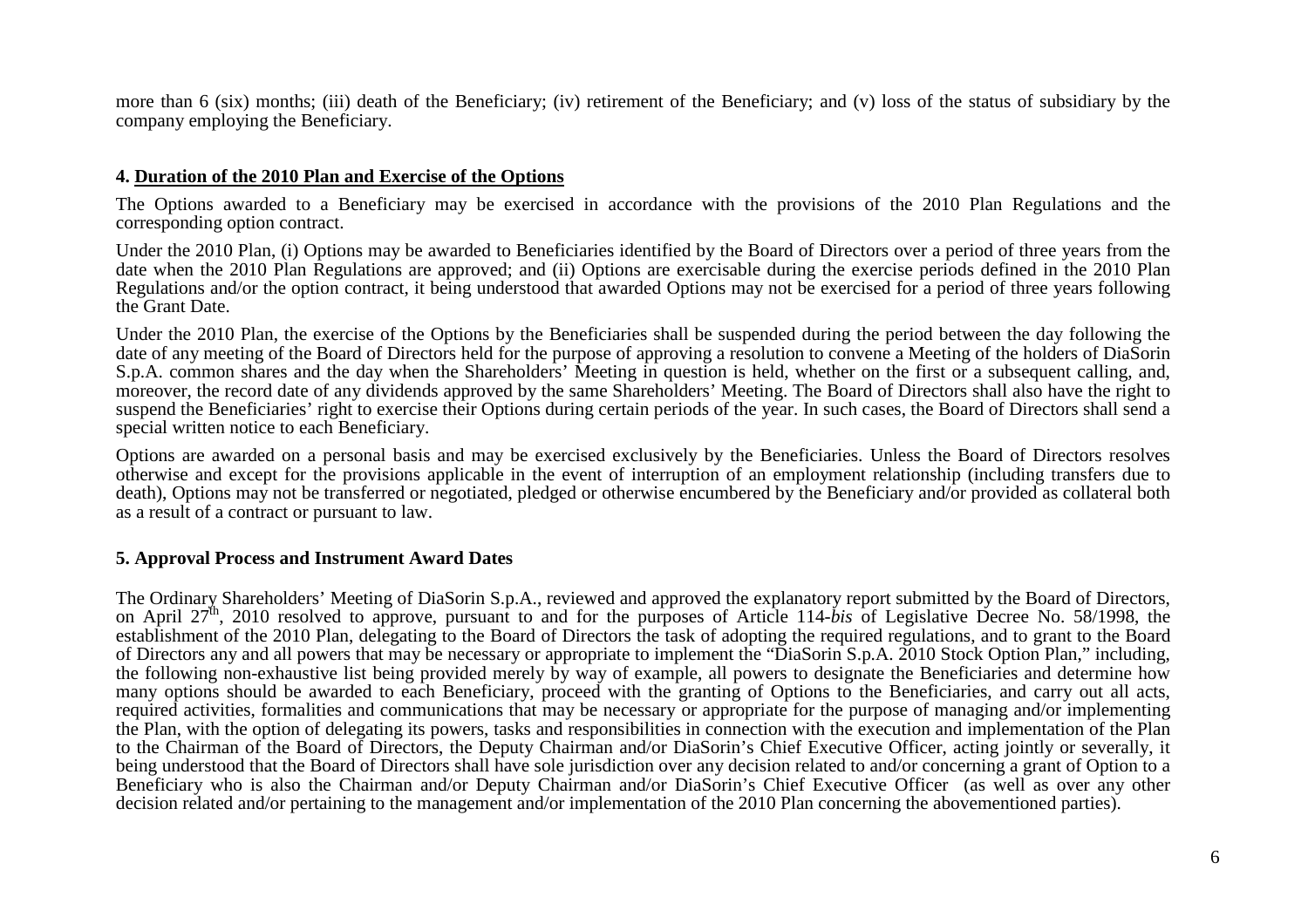more than 6 (six) months; (iii) death of the Beneficiary; (iv) retirement of the Beneficiary; and (v) loss of the status of subsidiary by the company employing the Beneficiary.

**4. Duration of the 2010 Plan and Exercise of the Options**

The Options awarded to a Beneficiary may be exercised in accordance with the provisions of the 2010 Plan Regulations and the corresponding option contract.

Under the 2010 Plan, (i) Options may be awarded to Beneficiaries identified by the Board of Directors over a period of three years from the date when the 2010 Plan Regulations are approved; and (ii) Options are exercisable during the exercise periods defined in the 2010 Plan Regulations and/or the option contract, it being understood that awarded Options may not be exercised for a period of three years following the Grant Date.

Under the 2010 Plan, the exercise of the Options by the Beneficiaries shall be suspended during the period between the day following the date of any meeting of the Board of Directors held for the purpose of approving a resolution to convene a Meeting of the holders of DiaSorin S.p.A. common shares and the day when the Shareholders' Meeting in question is held, whether on the first or a subsequent calling, and, moreover, the record date of any dividends approved by the same Shareholders' Meeting. The Board of Directors shall also have the right to suspend the Beneficiaries' right to exercise their Options during certain periods of the year. In such cases, the Board of Directors shall send a special written notice to each Beneficiary.

Options are awarded on a personal basis and may be exercised exclusively by the Beneficiaries. Unless the Board of Directors resolves otherwise and except for the provisions applicable in the event of interruption of an employment relationship (including transfers due to death), Options may not be transferred or negotiated, pledged or otherwise encumbered by the Beneficiary and/or provided as collateral both as a result of a contract or pursuant to law.

**5. Approval Process and Instrument Award Dates**

The Ordinary Shareholders' Meeting of DiaSorin S.p.A., reviewed and approved the explanatory report submitted by the Board of Directors, on April 27th, 2010 resolved to approve, pursuant to and for the purposes of Article 114-*bis* of Legislative Decree No. 58/1998, the establishment of the 2010 Plan, delegating to the Board of Directors the task of adopting the required regulations, and to grant to the Board of Directors any and all powers that may be necessary or appropriate to implement the "DiaSorin S.p.A. 2010 Stock Option Plan," including, the following non-exhaustive list being provided merely by way of example, all powers to designate the Beneficiaries and determine how many options should be awarded to each Beneficiary, proceed with the granting of Options to the Beneficiaries, and carry out all acts, required activities, formalities and communications that may be necessary or appropriate for the purpose of managing and/or implementing the Plan, with the option of delegating its powers, tasks and responsibilities in connection with the execution and implementation of the Plan to the Chairman of the Board of Directors, the Deputy Chairman and/or DiaSorin's Chief Executive Officer, acting jointly or severally, it being understood that the Board of Directors shall have sole jurisdiction over any decision related to and/or concerning a grant of Option to a Beneficiary who is also the Chairman and/or Deputy Chairman and/or DiaSorin's Chief Executive Officer (as well as over any other decision related and/or pertaining to the management and/or implementation of the 2010 Plan concerning the abovementioned parties).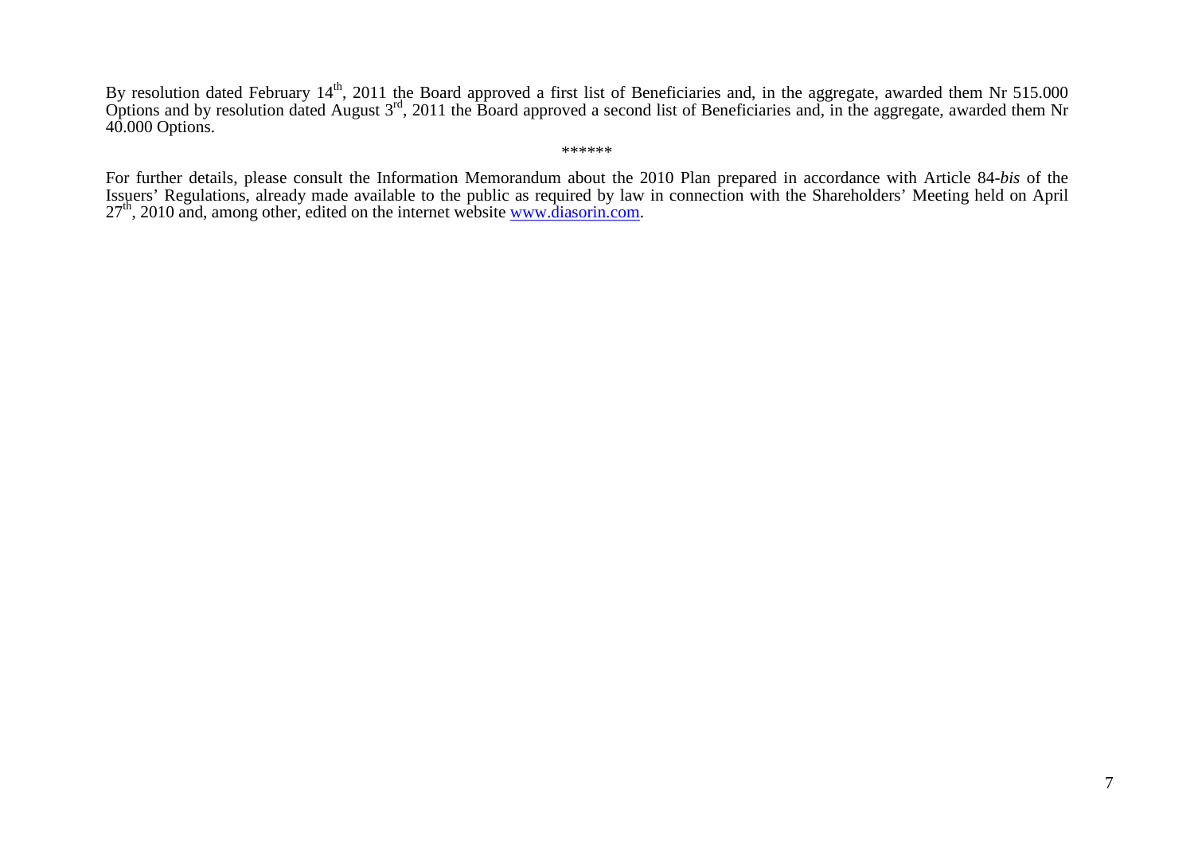By resolution dated February 14th, 2011 the Board approved a first list of Beneficiaries and, in the aggregate, awarded them Nr 515.000 Options and by resolution dated August 3rd, 2011 the Board approved a second list of Beneficiaries and, in the aggregate, awarded them Nr 40.000 Options.

******

For further details, please consult the Information Memorandum about the 2010 Plan prepared in accordance with Article 84-*bis* of the Issuers' Regulations, already made available to the public as required by law in connection with the Shareholders' Meeting held on April 27th, 2010 and, among other, edited on the internet website [www.diasorin.com](http://www.diasorin.com).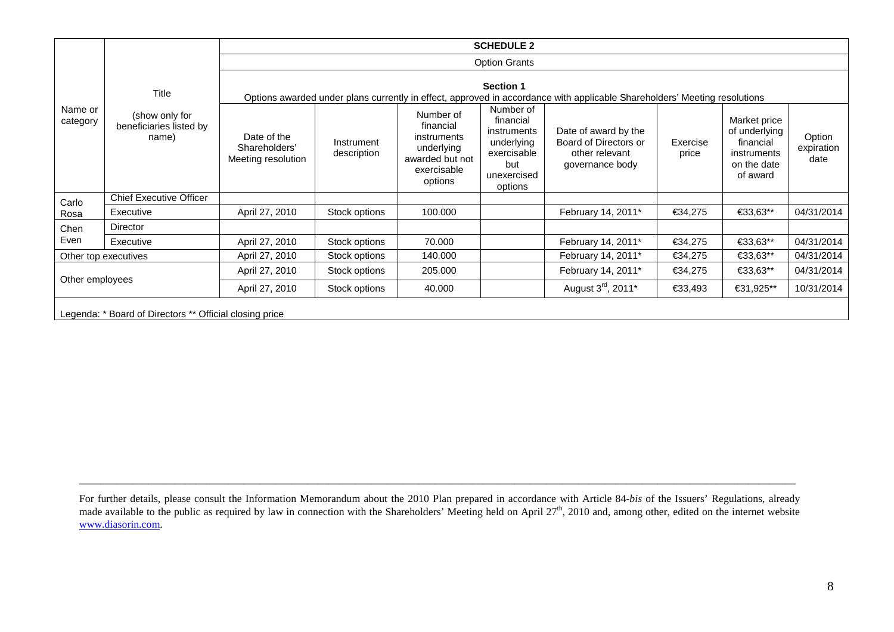| Name or category | Title (show only for beneficiaries listed by name) | SCHEDULE 2 Option Grants Section 1 Options awarded under plans currently in effect, approved in accordance with applicable Shareholders' Meeting resolutions | | | | | | | |
|---|---|---|---|---|---|---|---|---|---|
| | | Date of the Shareholders' Meeting resolution | Instrument description | Number of financial instruments underlying awarded but not exercisable options | Number of financial instruments underlying exercisable but unexercised options | Date of award by the Board of Directors or other relevant governance body | Exercise price | Market price of underlying financial instruments on the date of award | Option expiration date |
| Carlo Rosa | Chief Executive Officer | | | | | | | | |
| | Executive | April 27, 2010 | Stock options | 100.000 | | February 14, 2011* | €34,275 | €33,63** | 04/31/2014 |
| Chen Even | Director | | | | | | | | |
| | Executive | April 27, 2010 | Stock options | 70.000 | | February 14, 2011* | €34,275 | €33,63** | 04/31/2014 |
| Other top executives | | April 27, 2010 | Stock options | 140.000 | | February 14, 2011* | €34,275 | €33,63** | 04/31/2014 |
| Other employees | | April 27, 2010 | Stock options | 205.000 | | February 14, 2011* | €34,275 | €33,63** | 04/31/2014 |
| | | April 27, 2010 | Stock options | 40.000 | | August 3rd, 2011* | €33,493 | €31,925** | 10/31/2014 |

Legenda: * Board of Directors ** Official closing price

For further details, please consult the Information Memorandum about the 2010 Plan prepared in accordance with Article 84-*bis* of the Issuers' Regulations, already made available to the public as required by law in connection with the Shareholders' Meeting held on April 27th, 2010 and, among other, edited on the internet website www.diasorin.com.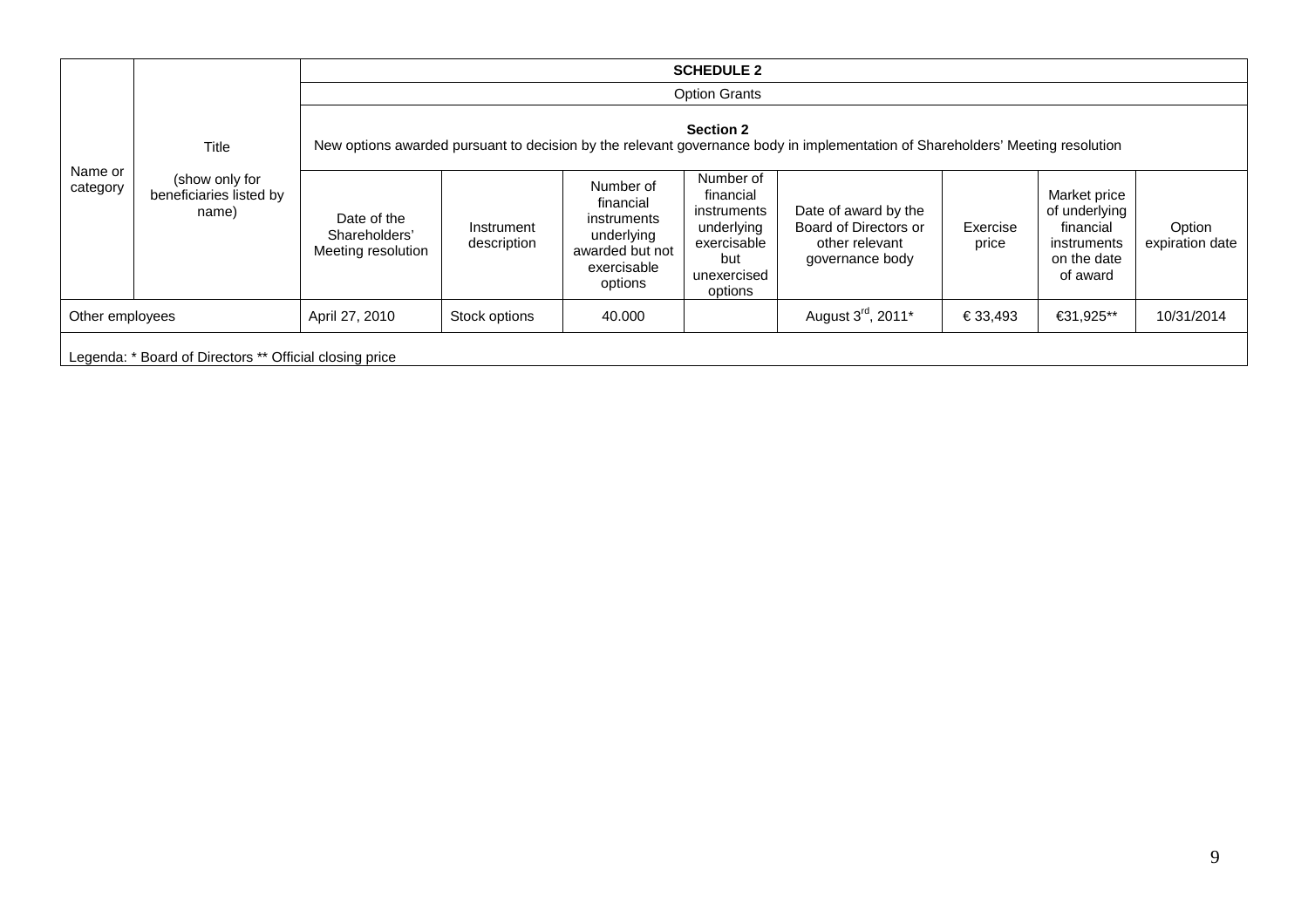| Name or category | Title (show only for beneficiaries listed by name) | SCHEDULE 2 | | | | | | | |
|---|---|---|---|---|---|---|---|---|---|
| | | Option Grants | | | | | | | |
| | | **Section 2** New options awarded pursuant to decision by the relevant governance body in implementation of Shareholders' Meeting resolution | | | | | | | |
| | | Date of the Shareholders' Meeting resolution | Instrument description | Number of financial instruments underlying awarded but not exercisable options | Number of financial instruments underlying exercisable but unexercised options | Date of award by the Board of Directors or other relevant governance body | Exercise price | Market price of underlying financial instruments on the date of award | Option expiration date |
| Other employees | | April 27, 2010 | Stock options | 40.000 | | August 3rd, 2011* | € 33,493 | €31,925** | 10/31/2014 |

Legenda: * Board of Directors ** Official closing price